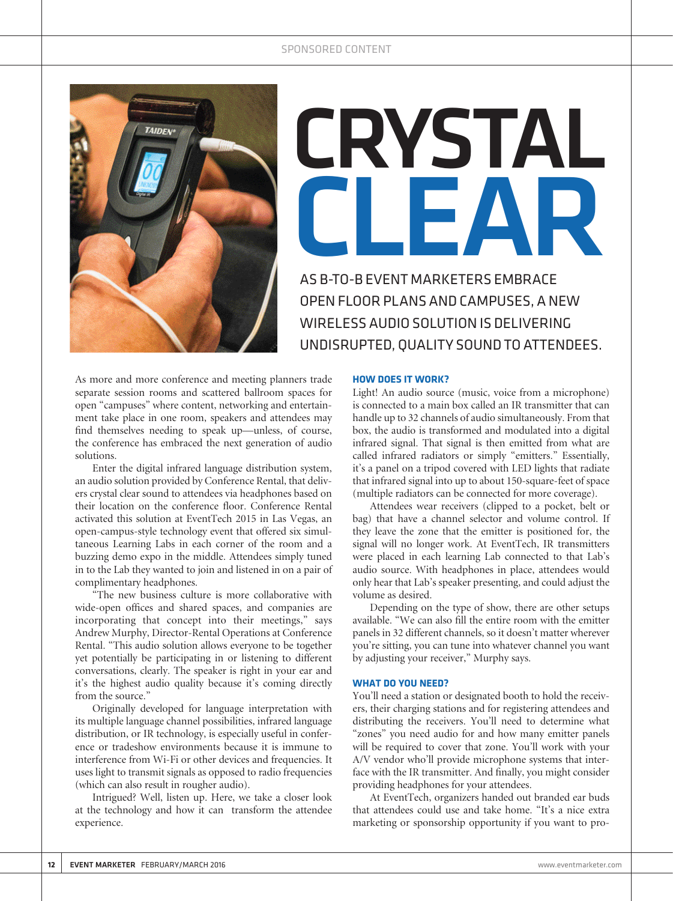SPONSORED CONTENT

# CRYSTAL CLEAR

## AS B-TO-B EVENT MARKETERS EMBRACE OPEN FLOOR PLANS AND CAMPUSES, A NEW WIRELESS AUDIO SOLUTION IS DELIVERING UNDISRUPTED, QUALITY SOUND TO ATTENDEES.

As more and more conference and meeting planners trade separate session rooms and scattered ballroom spaces for open "campuses" where content, networking and entertainment take place in one room, speakers and attendees may find themselves needing to speak up—unless, of course, the conference has embraced the next generation of audio solutions.

Enter the digital infrared language distribution system, an audio solution provided by Conference Rental, that delivers crystal clear sound to attendees via headphones based on their location on the conference floor. Conference Rental activated this solution at EventTech 2015 in Las Vegas, an open-campus-style technology event that offered six simultaneous Learning Labs in each corner of the room and a buzzing demo expo in the middle. Attendees simply tuned in to the Lab they wanted to join and listened in on a pair of complimentary headphones.

"The new business culture is more collaborative with wide-open offices and shared spaces, and companies are incorporating that concept into their meetings," says Andrew Murphy, Director-Rental Operations at Conference Rental. "This audio solution allows everyone to be together yet potentially be participating in or listening to different conversations, clearly. The speaker is right in your ear and it's the highest audio quality because it's coming directly from the source."

Originally developed for language interpretation with its multiple language channel possibilities, infrared language distribution, or IR technology, is especially useful in conference or tradeshow environments because it is immune to interference from Wi-Fi or other devices and frequencies. It uses light to transmit signals as opposed to radio frequencies (which can also result in rougher audio).

Intrigued? Well, listen up. Here, we take a closer look at the technology and how it can transform the attendee experience.

### HOW DOES IT WORK?

Light! An audio source (music, voice from a microphone) is connected to a main box called an IR transmitter that can handle up to 32 channels of audio simultaneously. From that box, the audio is transformed and modulated into a digital infrared signal. That signal is then emitted from what are called infrared radiators or simply "emitters." Essentially, it's a panel on a tripod covered with LED lights that radiate that infrared signal into up to about 150-square-feet of space (multiple radiators can be connected for more coverage).

Attendees wear receivers (clipped to a pocket, belt or bag) that have a channel selector and volume control. If they leave the zone that the emitter is positioned for, the signal will no longer work. At EventTech, IR transmitters were placed in each learning Lab connected to that Lab's audio source. With headphones in place, attendees would only hear that Lab's speaker presenting, and could adjust the volume as desired.

Depending on the type of show, there are other setups available. "We can also fill the entire room with the emitter panels in 32 different channels, so it doesn't matter wherever you're sitting, you can tune into whatever channel you want by adjusting your receiver," Murphy says.

### WHAT DO YOU NEED?

You'll need a station or designated booth to hold the receivers, their charging stations and for registering attendees and distributing the receivers. You'll need to determine what "zones" you need audio for and how many emitter panels will be required to cover that zone. You'll work with your A/V vendor who'll provide microphone systems that interface with the IR transmitter. And finally, you might consider providing headphones for your attendees.

At EventTech, organizers handed out branded ear buds that attendees could use and take home. "It's a nice extra marketing or sponsorship opportunity if you want to pro-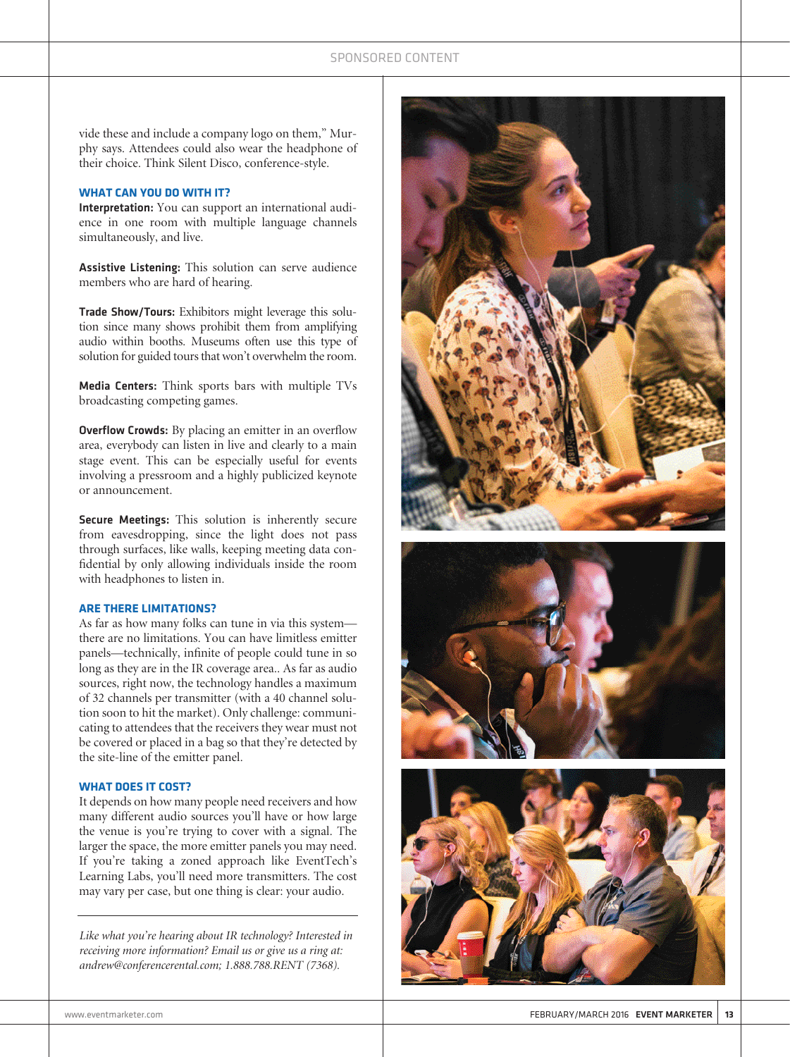vide these and include a company logo on them," Murphy says. Attendees could also wear the headphone of their choice. Think Silent Disco, conference-style.

## WHAT CAN YOU DO WITH IT?

**Interpretation:** You can support an international audience in one room with multiple language channels simultaneously, and live.

**Assistive Listening:** This solution can serve audience members who are hard of hearing.

**Trade Show/Tours:** Exhibitors might leverage this solution since many shows prohibit them from amplifying audio within booths. Museums often use this type of solution for guided tours that won't overwhelm the room.

**Media Centers:** Think sports bars with multiple TVs broadcasting competing games.

**Overflow Crowds:** By placing an emitter in an overflow area, everybody can listen in live and clearly to a main stage event. This can be especially useful for events involving a pressroom and a highly publicized keynote or announcement.

**Secure Meetings:** This solution is inherently secure from eavesdropping, since the light does not pass through surfaces, like walls, keeping meeting data confidential by only allowing individuals inside the room with headphones to listen in.

## ARE THERE LIMITATIONS?

As far as how many folks can tune in via this system—there are no limitations. You can have limitless emitter panels—technically, infinite of people could tune in so long as they are in the IR coverage area.. As far as audio sources, right now, the technology handles a maximum of 32 channels per transmitter (with a 40 channel solution soon to hit the market). Only challenge: communicating to attendees that the receivers they wear must not be covered or placed in a bag so that they're detected by the site-line of the emitter panel.

## WHAT DOES IT COST?

It depends on how many people need receivers and how many different audio sources you'll have or how large the venue is you're trying to cover with a signal. The larger the space, the more emitter panels you may need. If you're taking a zoned approach like EventTech's Learning Labs, you'll need more transmitters. The cost may vary per case, but one thing is clear: your audio.

---

*Like what you're hearing about IR technology? Interested in receiving more information? Email us or give us a ring at: andrew@conferencerental.com; 1.888.788.RENT (7368).*